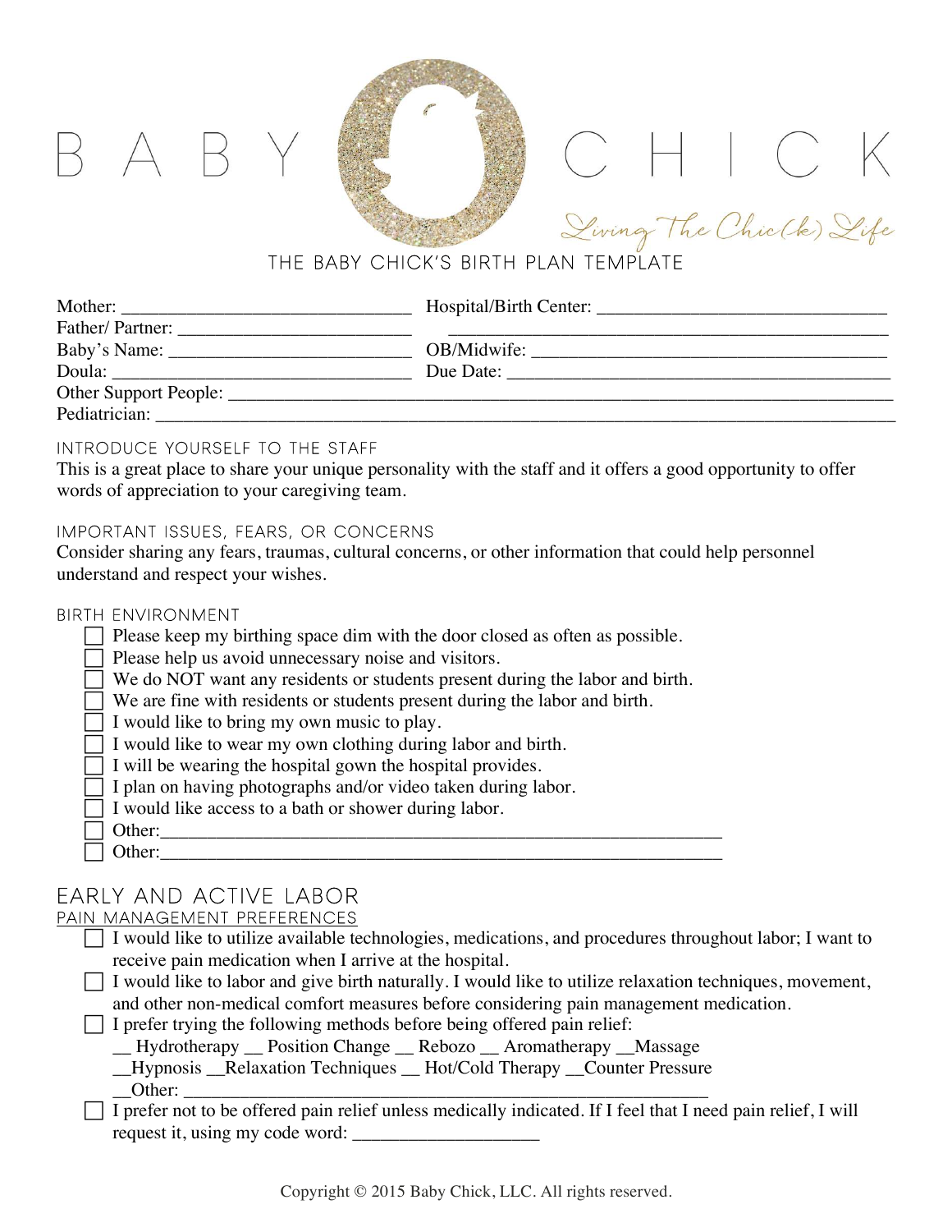# BABY CHICK

*Living The Chic(k) Life*

## THE BABY CHICK'S BIRTH PLAN TEMPLATE

Mother: ______________________________ Hospital/Birth Center: ______________________________

Father/ Partner: ________________________ ______________________________________________

Baby's Name: __________________________ OB/Midwife: ____________________________________

Doula: _______________________________ Due Date: ______________________________________

Other Support People: ___________________________________________________________________

Pediatrician: _________________________________________________________________________

### INTRODUCE YOURSELF TO THE STAFF

This is a great place to share your unique personality with the staff and it offers a good opportunity to offer words of appreciation to your caregiving team.

### IMPORTANT ISSUES, FEARS, OR CONCERNS

Consider sharing any fears, traumas, cultural concerns, or other information that could help personnel understand and respect your wishes.

### BIRTH ENVIRONMENT

- [ ] Please keep my birthing space dim with the door closed as often as possible.
- [ ] Please help us avoid unnecessary noise and visitors.
- [ ] We do NOT want any residents or students present during the labor and birth.
- [ ] We are fine with residents or students present during the labor and birth.
- [ ] I would like to bring my own music to play.
- [ ] I would like to wear my own clothing during labor and birth.
- [ ] I will be wearing the hospital gown the hospital provides.
- [ ] I plan on having photographs and/or video taken during labor.
- [ ] I would like access to a bath or shower during labor.
- [ ] Other:_____________________________________________________________
- [ ] Other:_____________________________________________________________

## EARLY AND ACTIVE LABOR

### PAIN MANAGEMENT PREFERENCES

- [ ] I would like to utilize available technologies, medications, and procedures throughout labor; I want to receive pain medication when I arrive at the hospital.
- [ ] I would like to labor and give birth naturally. I would like to utilize relaxation techniques, movement, and other non-medical comfort measures before considering pain management medication.
- [ ] I prefer trying the following methods before being offered pain relief:
  __ Hydrotherapy __ Position Change __ Rebozo __ Aromatherapy __Massage
  __Hypnosis __Relaxation Techniques __ Hot/Cold Therapy __Counter Pressure
  __Other: ___________________________________________________________
- [ ] I prefer not to be offered pain relief unless medically indicated. If I feel that I need pain relief, I will request it, using my code word: ___________________

Copyright © 2015 Baby Chick, LLC. All rights reserved.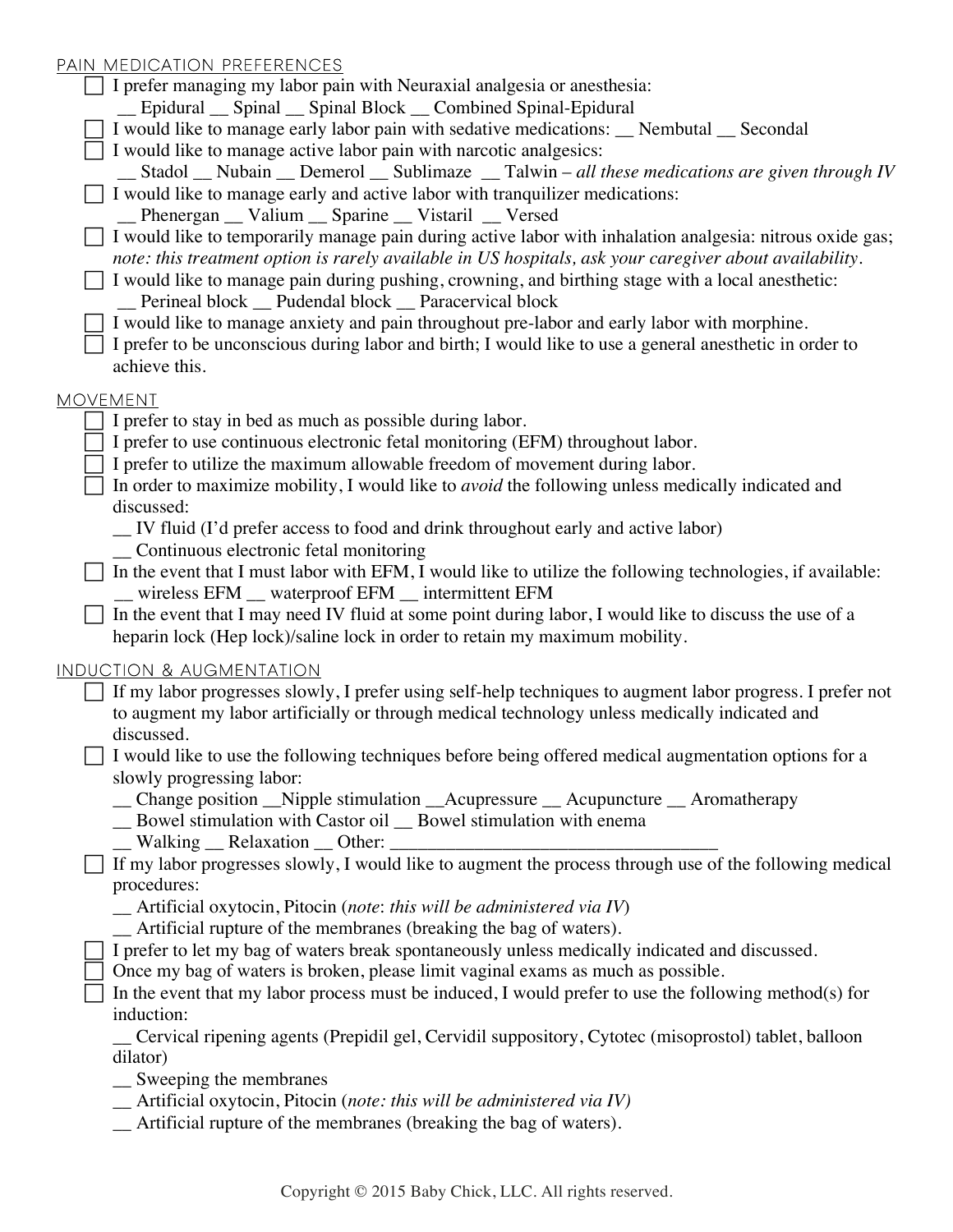## PAIN MEDICATION PREFERENCES

- [ ] I prefer managing my labor pain with Neuraxial analgesia or anesthesia:
  __ Epidural __ Spinal __ Spinal Block __ Combined Spinal-Epidural
- [ ] I would like to manage early labor pain with sedative medications: __ Nembutal __ Secondal
- [ ] I would like to manage active labor pain with narcotic analgesics:
  __ Stadol __ Nubain __ Demerol __ Sublimaze __ Talwin – *all these medications are given through IV*
- [ ] I would like to manage early and active labor with tranquilizer medications:
  __ Phenergan __ Valium __ Sparine __ Vistaril __ Versed
- [ ] I would like to temporarily manage pain during active labor with inhalation analgesia: nitrous oxide gas; *note: this treatment option is rarely available in US hospitals, ask your caregiver about availability*.
- [ ] I would like to manage pain during pushing, crowning, and birthing stage with a local anesthetic:
  __ Perineal block __ Pudendal block __ Paracervical block
- [ ] I would like to manage anxiety and pain throughout pre-labor and early labor with morphine.
- [ ] I prefer to be unconscious during labor and birth; I would like to use a general anesthetic in order to achieve this.

## MOVEMENT

- [ ] I prefer to stay in bed as much as possible during labor.
- [ ] I prefer to use continuous electronic fetal monitoring (EFM) throughout labor.
- [ ] I prefer to utilize the maximum allowable freedom of movement during labor.
- [ ] In order to maximize mobility, I would like to *avoid* the following unless medically indicated and discussed:
  __ IV fluid (I'd prefer access to food and drink throughout early and active labor)
  __ Continuous electronic fetal monitoring
- [ ] In the event that I must labor with EFM, I would like to utilize the following technologies, if available:
  __ wireless EFM __ waterproof EFM __ intermittent EFM
- [ ] In the event that I may need IV fluid at some point during labor, I would like to discuss the use of a heparin lock (Hep lock)/saline lock in order to retain my maximum mobility.

## INDUCTION & AUGMENTATION

- [ ] If my labor progresses slowly, I prefer using self-help techniques to augment labor progress. I prefer not to augment my labor artificially or through medical technology unless medically indicated and discussed.
- [ ] I would like to use the following techniques before being offered medical augmentation options for a slowly progressing labor:
  __ Change position __Nipple stimulation __Acupressure __ Acupuncture __ Aromatherapy
  __ Bowel stimulation with Castor oil __ Bowel stimulation with enema
  __ Walking __ Relaxation __ Other: ___________________________________
- [ ] If my labor progresses slowly, I would like to augment the process through use of the following medical procedures:
  __ Artificial oxytocin, Pitocin (*note*: *this will be administered via IV*)
  __ Artificial rupture of the membranes (breaking the bag of waters).
- [ ] I prefer to let my bag of waters break spontaneously unless medically indicated and discussed.
- [ ] Once my bag of waters is broken, please limit vaginal exams as much as possible.
- [ ] In the event that my labor process must be induced, I would prefer to use the following method(s) for induction:
  __ Cervical ripening agents (Prepidil gel, Cervidil suppository, Cytotec (misoprostol) tablet, balloon dilator)
  __ Sweeping the membranes
  __ Artificial oxytocin, Pitocin (*note: this will be administered via IV)*
  __ Artificial rupture of the membranes (breaking the bag of waters).

Copyright © 2015 Baby Chick, LLC. All rights reserved.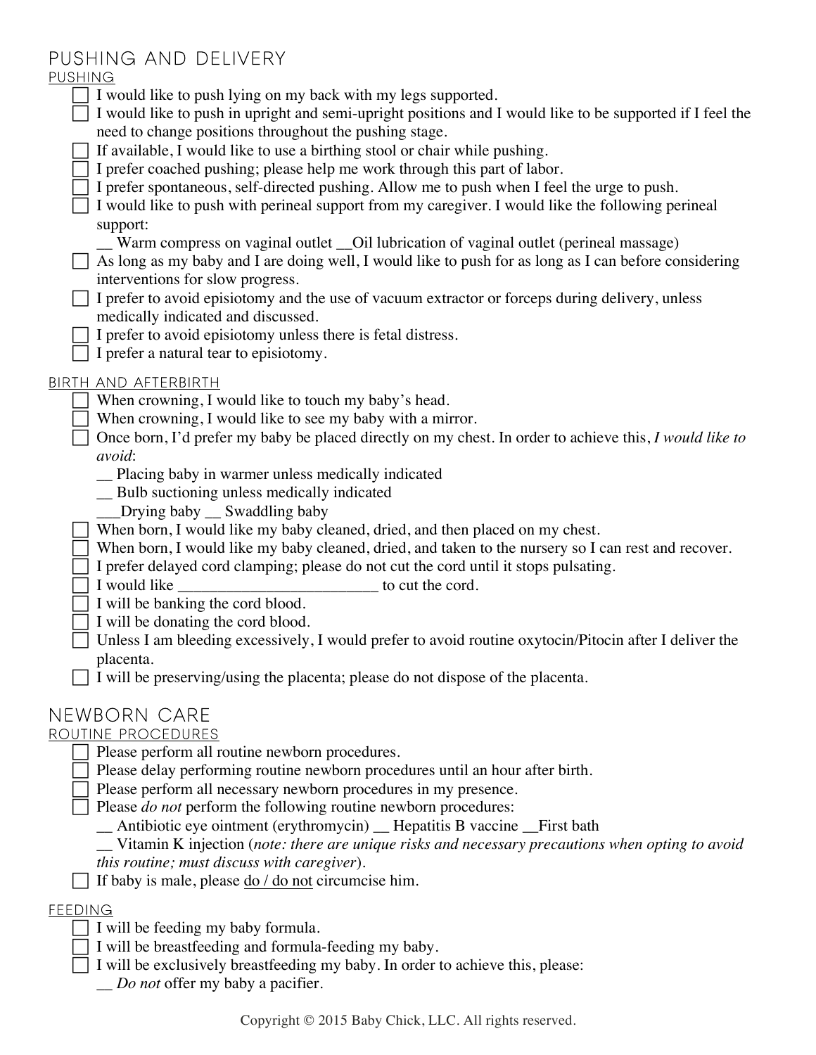# PUSHING AND DELIVERY

## PUSHING

- [ ] I would like to push lying on my back with my legs supported.
- [ ] I would like to push in upright and semi-upright positions and I would like to be supported if I feel the need to change positions throughout the pushing stage.
- [ ] If available, I would like to use a birthing stool or chair while pushing.
- [ ] I prefer coached pushing; please help me work through this part of labor.
- [ ] I prefer spontaneous, self-directed pushing. Allow me to push when I feel the urge to push.
- [ ] I would like to push with perineal support from my caregiver. I would like the following perineal support:
  __ Warm compress on vaginal outlet __Oil lubrication of vaginal outlet (perineal massage)
- [ ] As long as my baby and I are doing well, I would like to push for as long as I can before considering interventions for slow progress.
- [ ] I prefer to avoid episiotomy and the use of vacuum extractor or forceps during delivery, unless medically indicated and discussed.
- [ ] I prefer to avoid episiotomy unless there is fetal distress.
- [ ] I prefer a natural tear to episiotomy.

## BIRTH AND AFTERBIRTH

- [ ] When crowning, I would like to touch my baby's head.
- [ ] When crowning, I would like to see my baby with a mirror.
- [ ] Once born, I'd prefer my baby be placed directly on my chest. In order to achieve this, *I would like to avoid*:
  __ Placing baby in warmer unless medically indicated
  __ Bulb suctioning unless medically indicated
  ___Drying baby __ Swaddling baby
- [ ] When born, I would like my baby cleaned, dried, and then placed on my chest.
- [ ] When born, I would like my baby cleaned, dried, and taken to the nursery so I can rest and recover.
- [ ] I prefer delayed cord clamping; please do not cut the cord until it stops pulsating.
- [ ] I would like _________________________ to cut the cord.
- [ ] I will be banking the cord blood.
- [ ] I will be donating the cord blood.
- [ ] Unless I am bleeding excessively, I would prefer to avoid routine oxytocin/Pitocin after I deliver the placenta.
- [ ] I will be preserving/using the placenta; please do not dispose of the placenta.

# NEWBORN CARE

## ROUTINE PROCEDURES

- [ ] Please perform all routine newborn procedures.
- [ ] Please delay performing routine newborn procedures until an hour after birth.
- [ ] Please perform all necessary newborn procedures in my presence.
- [ ] Please *do not* perform the following routine newborn procedures:
  __ Antibiotic eye ointment (erythromycin) __ Hepatitis B vaccine __First bath
  __ Vitamin K injection (*note: there are unique risks and necessary precautions when opting to avoid this routine; must discuss with caregiver*).
- [ ] If baby is male, please do / do not circumcise him.

## FEEDING

- [ ] I will be feeding my baby formula.
- [ ] I will be breastfeeding and formula-feeding my baby.
- [ ] I will be exclusively breastfeeding my baby. In order to achieve this, please:
  __ *Do not* offer my baby a pacifier.

Copyright © 2015 Baby Chick, LLC. All rights reserved.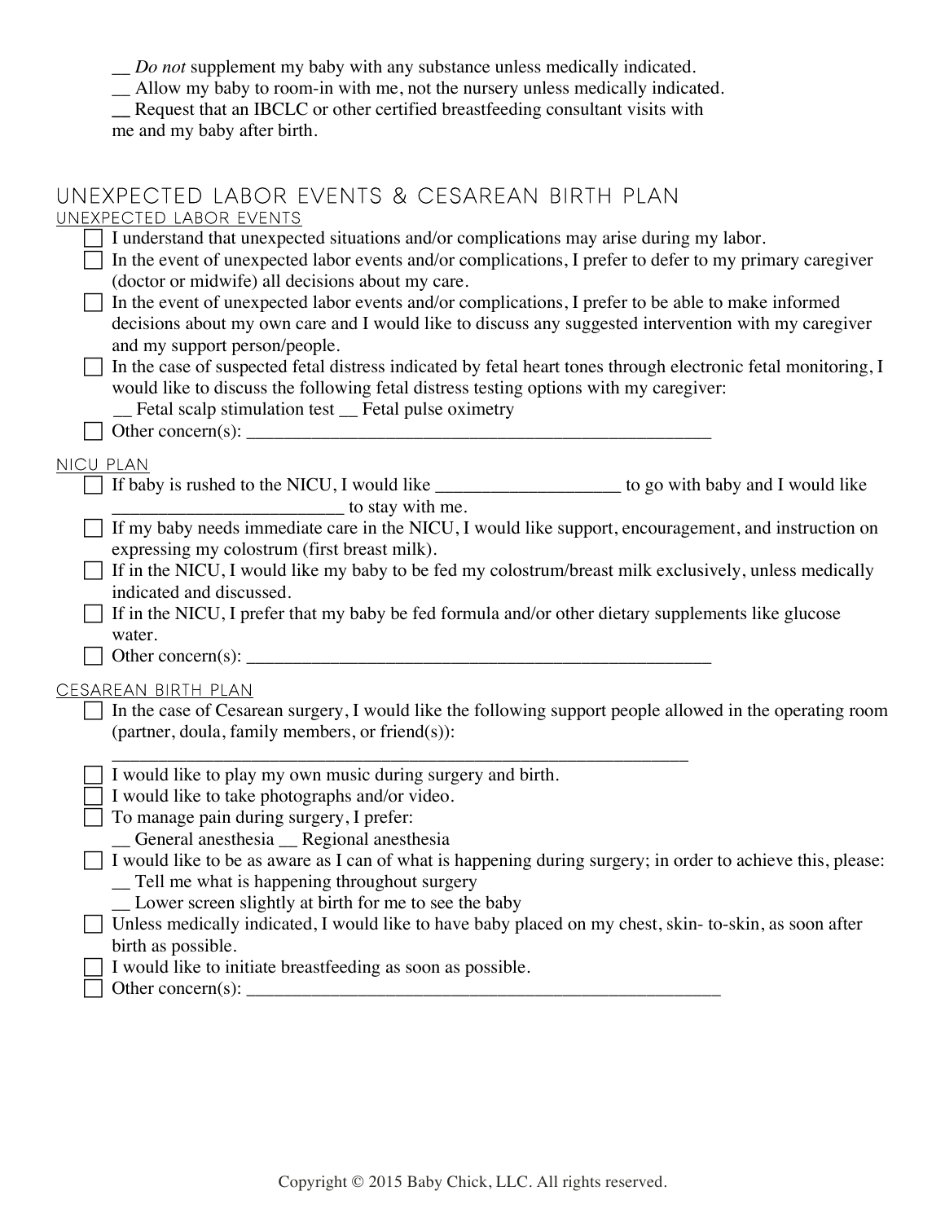__ *Do not* supplement my baby with any substance unless medically indicated.
__ Allow my baby to room-in with me, not the nursery unless medically indicated.
__ Request that an IBCLC or other certified breastfeeding consultant visits with me and my baby after birth.

## UNEXPECTED LABOR EVENTS & CESAREAN BIRTH PLAN

### UNEXPECTED LABOR EVENTS

- ☐ I understand that unexpected situations and/or complications may arise during my labor.
- ☐ In the event of unexpected labor events and/or complications, I prefer to defer to my primary caregiver (doctor or midwife) all decisions about my care.
- ☐ In the event of unexpected labor events and/or complications, I prefer to be able to make informed decisions about my own care and I would like to discuss any suggested intervention with my caregiver and my support person/people.
- ☐ In the case of suspected fetal distress indicated by fetal heart tones through electronic fetal monitoring, I would like to discuss the following fetal distress testing options with my caregiver:
  __ Fetal scalp stimulation test __ Fetal pulse oximetry
- ☐ Other concern(s): ____________________________________________________

### NICU PLAN

- ☐ If baby is rushed to the NICU, I would like ____________________ to go with baby and I would like _________________________ to stay with me.
- ☐ If my baby needs immediate care in the NICU, I would like support, encouragement, and instruction on expressing my colostrum (first breast milk).
- ☐ If in the NICU, I would like my baby to be fed my colostrum/breast milk exclusively, unless medically indicated and discussed.
- ☐ If in the NICU, I prefer that my baby be fed formula and/or other dietary supplements like glucose water.
- ☐ Other concern(s): ____________________________________________________

### CESAREAN BIRTH PLAN

- ☐ In the case of Cesarean surgery, I would like the following support people allowed in the operating room (partner, doula, family members, or friend(s)):
  _______________________________________________________________
- ☐ I would like to play my own music during surgery and birth.
- ☐ I would like to take photographs and/or video.
- ☐ To manage pain during surgery, I prefer:
  __ General anesthesia __ Regional anesthesia
- ☐ I would like to be as aware as I can of what is happening during surgery; in order to achieve this, please:
  __ Tell me what is happening throughout surgery
  __ Lower screen slightly at birth for me to see the baby
- ☐ Unless medically indicated, I would like to have baby placed on my chest, skin- to-skin, as soon after birth as possible.
- ☐ I would like to initiate breastfeeding as soon as possible.
- ☐ Other concern(s): ______________________________________________________

Copyright © 2015 Baby Chick, LLC. All rights reserved.